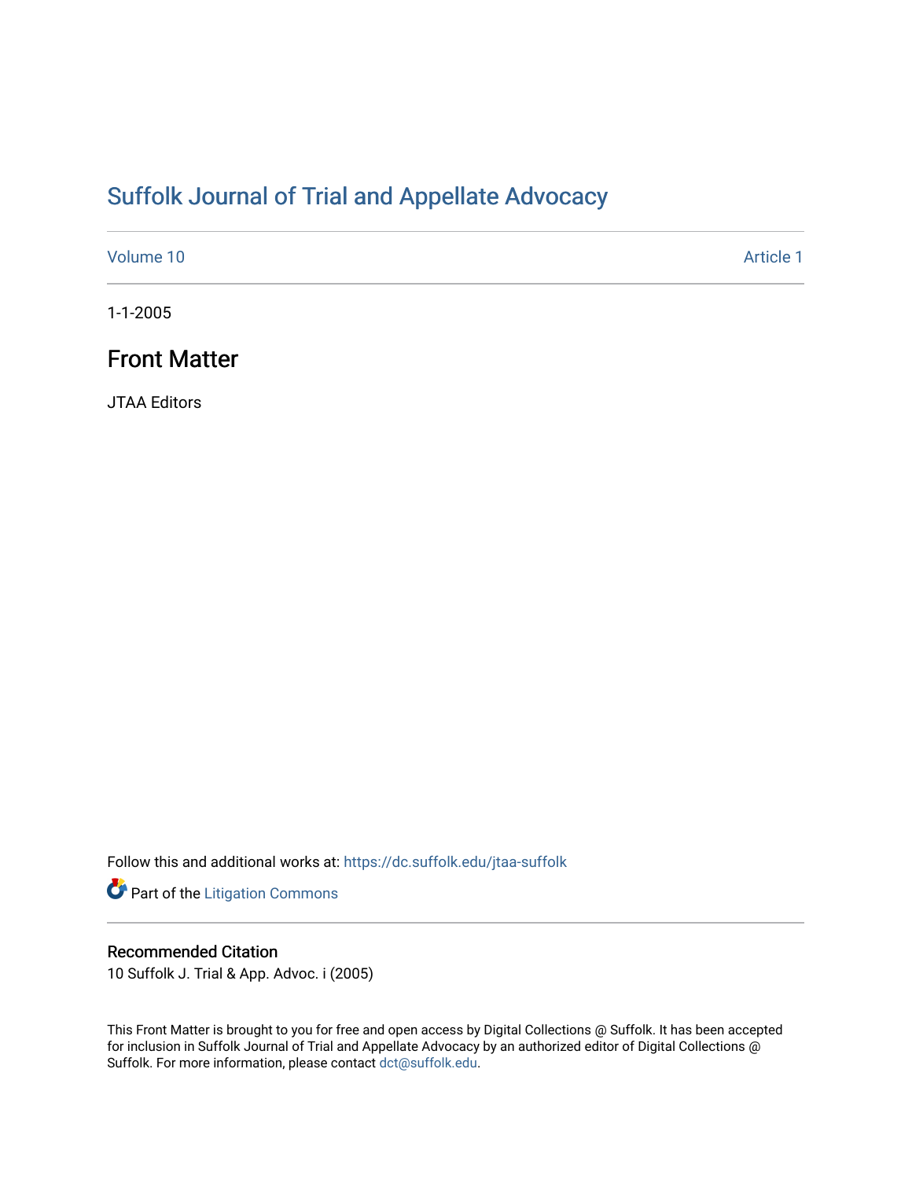# Suffolk Journal of Trial and Appellate Advocacy

Volume 10 | Article 1

1-1-2005

## Front Matter

JTAA Editors

Follow this and additional works at: https://dc.suffolk.edu/jtaa-suffolk

Part of the Litigation Commons

### Recommended Citation

10 Suffolk J. Trial & App. Advoc. i (2005)

This Front Matter is brought to you for free and open access by Digital Collections @ Suffolk. It has been accepted for inclusion in Suffolk Journal of Trial and Appellate Advocacy by an authorized editor of Digital Collections @ Suffolk. For more information, please contact dct@suffolk.edu.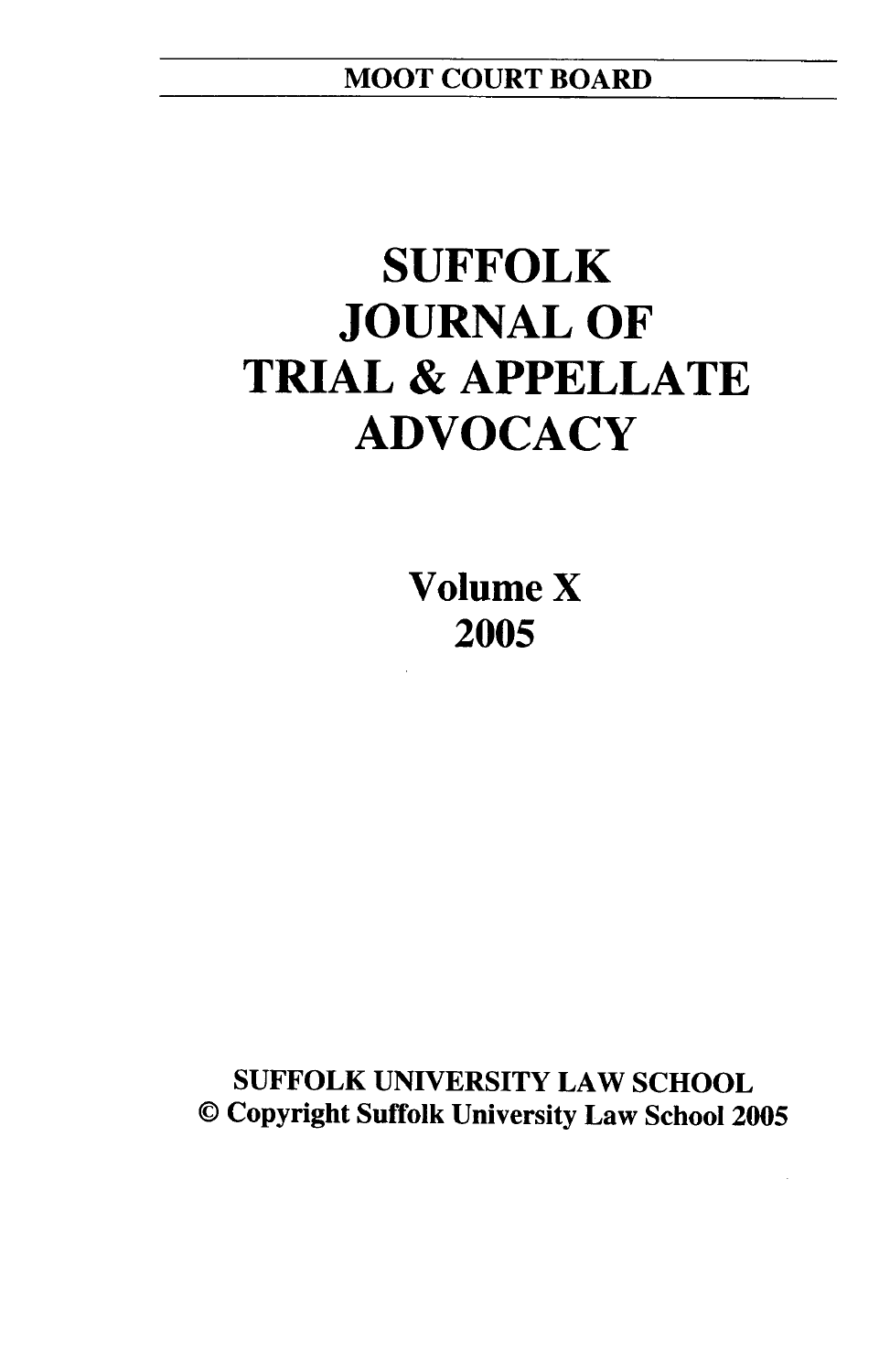MOOT COURT BOARD

# SUFFOLK JOURNAL OF TRIAL & APPELLATE ADVOCACY

**Volume X**
**2005**

SUFFOLK UNIVERSITY LAW SCHOOL
© Copyright Suffolk University Law School 2005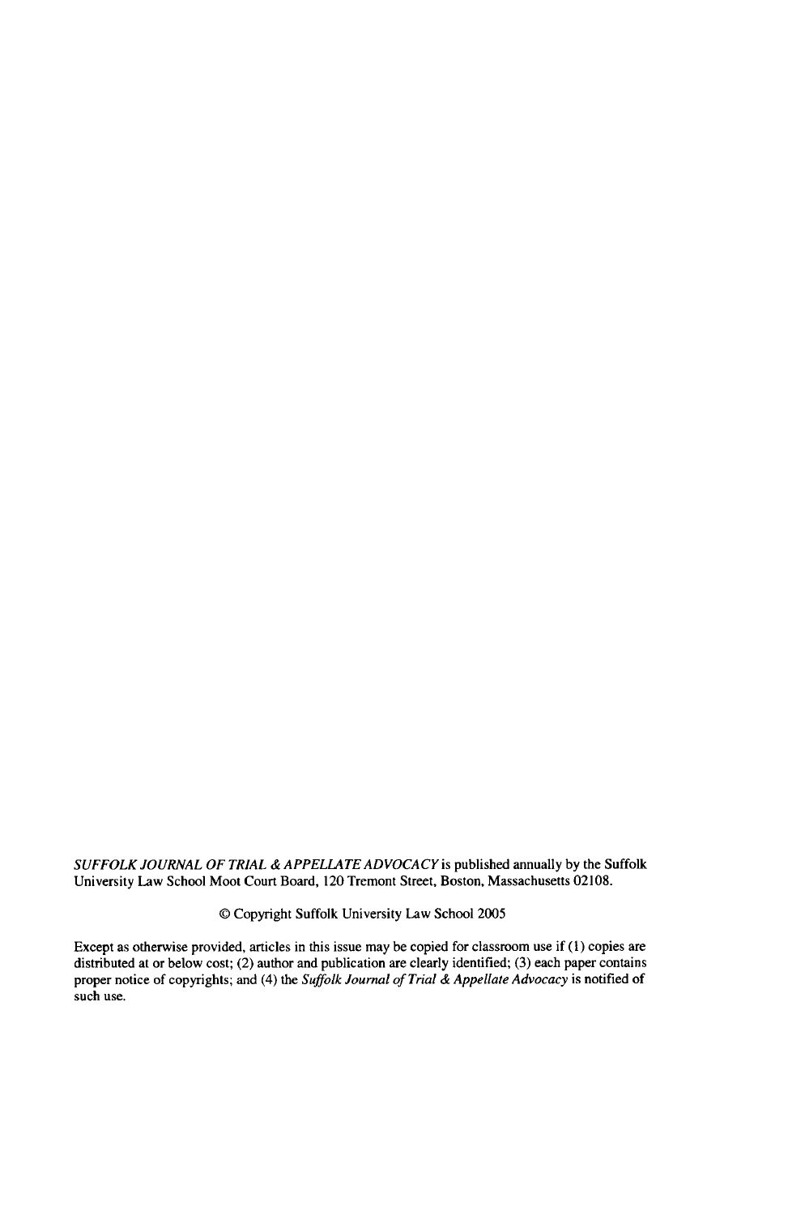*SUFFOLK JOURNAL OF TRIAL & APPELLATE ADVOCACY* is published annually by the Suffolk University Law School Moot Court Board, 120 Tremont Street, Boston, Massachusetts 02108.

© Copyright Suffolk University Law School 2005

Except as otherwise provided, articles in this issue may be copied for classroom use if (1) copies are distributed at or below cost; (2) author and publication are clearly identified; (3) each paper contains proper notice of copyrights; and (4) the *Suffolk Journal of Trial & Appellate Advocacy* is notified of such use.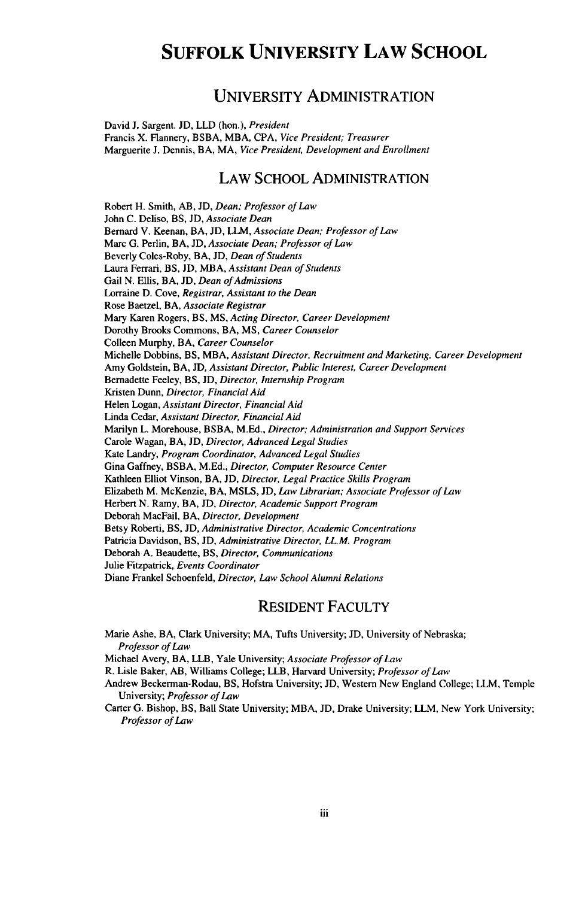# SUFFOLK UNIVERSITY LAW SCHOOL

## UNIVERSITY ADMINISTRATION

David J. Sargent, JD, LLD (hon.), *President*
Francis X. Flannery, BSBA, MBA, CPA, *Vice President; Treasurer*
Marguerite J. Dennis, BA, MA, *Vice President, Development and Enrollment*

## LAW SCHOOL ADMINISTRATION

Robert H. Smith, AB, JD, *Dean; Professor of Law*
John C. Deliso, BS, JD, *Associate Dean*
Bernard V. Keenan, BA, JD, LLM, *Associate Dean; Professor of Law*
Marc G. Perlin, BA, JD, *Associate Dean; Professor of Law*
Beverly Coles-Roby, BA, JD, *Dean of Students*
Laura Ferrari, BS, JD, MBA, *Assistant Dean of Students*
Gail N. Ellis, BA, JD, *Dean of Admissions*
Lorraine D. Cove, *Registrar, Assistant to the Dean*
Rose Baetzel, BA, *Associate Registrar*
Mary Karen Rogers, BS, MS, *Acting Director, Career Development*
Dorothy Brooks Commons, BA, MS, *Career Counselor*
Colleen Murphy, BA, *Career Counselor*
Michelle Dobbins, BS, MBA, *Assistant Director, Recruitment and Marketing, Career Development*
Amy Goldstein, BA, JD, *Assistant Director, Public Interest, Career Development*
Bernadette Feeley, BS, JD, *Director, Internship Program*
Kristen Dunn, *Director, Financial Aid*
Helen Logan, *Assistant Director, Financial Aid*
Linda Cedar, *Assistant Director, Financial Aid*
Marilyn L. Morehouse, BSBA, M.Ed., *Director; Administration and Support Services*
Carole Wagan, BA, JD, *Director, Advanced Legal Studies*
Kate Landry, *Program Coordinator, Advanced Legal Studies*
Gina Gaffney, BSBA, M.Ed., *Director, Computer Resource Center*
Kathleen Elliot Vinson, BA, JD, *Director, Legal Practice Skills Program*
Elizabeth M. McKenzie, BA, MSLS, JD, *Law Librarian; Associate Professor of Law*
Herbert N. Ramy, BA, JD, *Director, Academic Support Program*
Deborah MacFail, BA, *Director, Development*
Betsy Roberti, BS, JD, *Administrative Director, Academic Concentrations*
Patricia Davidson, BS, JD, *Administrative Director, LL.M. Program*
Deborah A. Beaudette, BS, *Director, Communications*
Julie Fitzpatrick, *Events Coordinator*
Diane Frankel Schoenfeld, *Director, Law School Alumni Relations*

## RESIDENT FACULTY

Marie Ashe, BA, Clark University; MA, Tufts University; JD, University of Nebraska; *Professor of Law*
Michael Avery, BA, LLB, Yale University; *Associate Professor of Law*
R. Lisle Baker, AB, Williams College; LLB, Harvard University; *Professor of Law*
Andrew Beckerman-Rodau, BS, Hofstra University; JD, Western New England College; LLM, Temple University; *Professor of Law*
Carter G. Bishop, BS, Ball State University; MBA, JD, Drake University; LLM, New York University; *Professor of Law*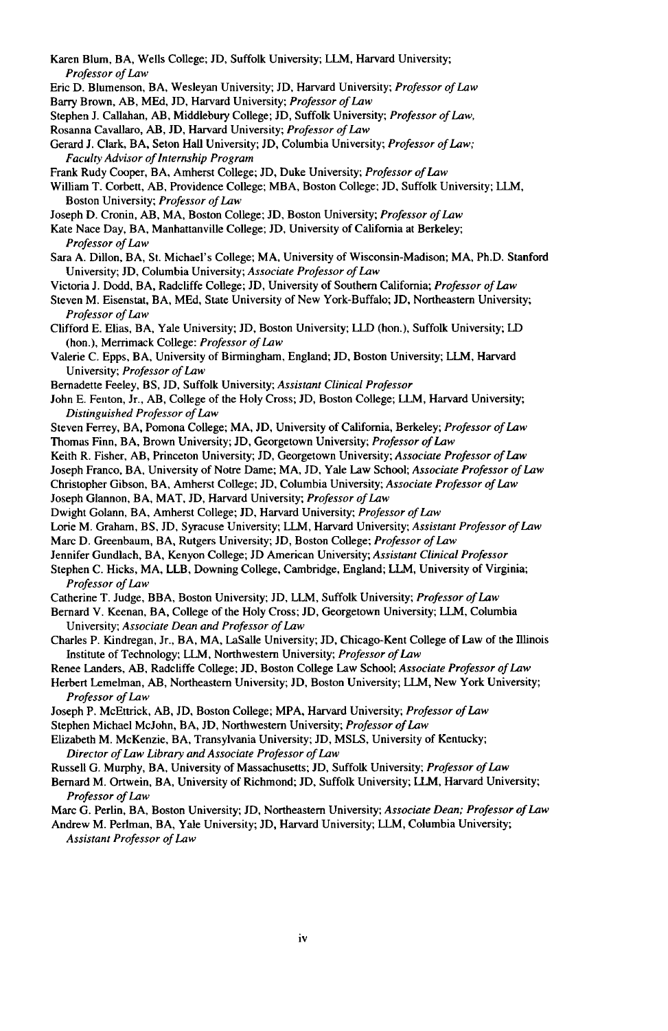Karen Blum, BA, Wells College; JD, Suffolk University; LLM, Harvard University; *Professor of Law*

Eric D. Blumenson, BA, Wesleyan University; JD, Harvard University; *Professor of Law*

Barry Brown, AB, MEd, JD, Harvard University; *Professor of Law*

Stephen J. Callahan, AB, Middlebury College; JD, Suffolk University; *Professor of Law,*

Rosanna Cavallaro, AB, JD, Harvard University; *Professor of Law*

Gerard J. Clark, BA, Seton Hall University; JD, Columbia University; *Professor of Law; Faculty Advisor of Internship Program*

Frank Rudy Cooper, BA, Amherst College; JD, Duke University; *Professor of Law*

William T. Corbett, AB, Providence College; MBA, Boston College; JD, Suffolk University; LLM, Boston University; *Professor of Law*

Joseph D. Cronin, AB, MA, Boston College; JD, Boston University; *Professor of Law*

Kate Nace Day, BA, Manhattanville College; JD, University of California at Berkeley; *Professor of Law*

Sara A. Dillon, BA, St. Michael's College; MA, University of Wisconsin-Madison; MA, Ph.D. Stanford University; JD, Columbia University; *Associate Professor of Law*

Victoria J. Dodd, BA, Radcliffe College; JD, University of Southern California; *Professor of Law*

Steven M. Eisenstat, BA, MEd, State University of New York-Buffalo; JD, Northeastern University; *Professor of Law*

Clifford E. Elias, BA, Yale University; JD, Boston University; LLD (hon.), Suffolk University; LD (hon.), Merrimack College: *Professor of Law*

Valerie C. Epps, BA, University of Birmingham, England; JD, Boston University; LLM, Harvard University; *Professor of Law*

Bernadette Feeley, BS, JD, Suffolk University; *Assistant Clinical Professor*

John E. Fenton, Jr., AB, College of the Holy Cross; JD, Boston College; LLM, Harvard University; *Distinguished Professor of Law*

Steven Ferrey, BA, Pomona College; MA, JD, University of California, Berkeley; *Professor of Law*

Thomas Finn, BA, Brown University; JD, Georgetown University; *Professor of Law*

Keith R. Fisher, AB, Princeton University; JD, Georgetown University; *Associate Professor of Law*

Joseph Franco, BA, University of Notre Dame; MA, JD, Yale Law School; *Associate Professor of Law*

Christopher Gibson, BA, Amherst College; JD, Columbia University; *Associate Professor of Law*

Joseph Glannon, BA, MAT, JD, Harvard University; *Professor of Law*

Dwight Golann, BA, Amherst College; JD, Harvard University; *Professor of Law*

Lorie M. Graham, BS, JD, Syracuse University; LLM, Harvard University; *Assistant Professor of Law*

Marc D. Greenbaum, BA, Rutgers University; JD, Boston College; *Professor of Law*

Jennifer Gundlach, BA, Kenyon College; JD American University; *Assistant Clinical Professor*

Stephen C. Hicks, MA, LLB, Downing College, Cambridge, England; LLM, University of Virginia; *Professor of Law*

Catherine T. Judge, BBA, Boston University; JD, LLM, Suffolk University; *Professor of Law*

Bernard V. Keenan, BA, College of the Holy Cross; JD, Georgetown University; LLM, Columbia University; *Associate Dean and Professor of Law*

Charles P. Kindregan, Jr., BA, MA, LaSalle University; JD, Chicago-Kent College of Law of the Illinois Institute of Technology; LLM, Northwestern University; *Professor of Law*

Renee Landers, AB, Radcliffe College; JD, Boston College Law School; *Associate Professor of Law*

Herbert Lemelman, AB, Northeastern University; JD, Boston University; LLM, New York University; *Professor of Law*

Joseph P. McEttrick, AB, JD, Boston College; MPA, Harvard University; *Professor of Law*

Stephen Michael McJohn, BA, JD, Northwestern University; *Professor of Law*

Elizabeth M. McKenzie, BA, Transylvania University; JD, MSLS, University of Kentucky; *Director of Law Library and Associate Professor of Law*

Russell G. Murphy, BA, University of Massachusetts; JD, Suffolk University; *Professor of Law*

Bernard M. Ortwein, BA, University of Richmond; JD, Suffolk University; LLM, Harvard University; *Professor of Law*

Marc G. Perlin, BA, Boston University; JD, Northeastern University; *Associate Dean; Professor of Law*

Andrew M. Perlman, BA, Yale University; JD, Harvard University; LLM, Columbia University; *Assistant Professor of Law*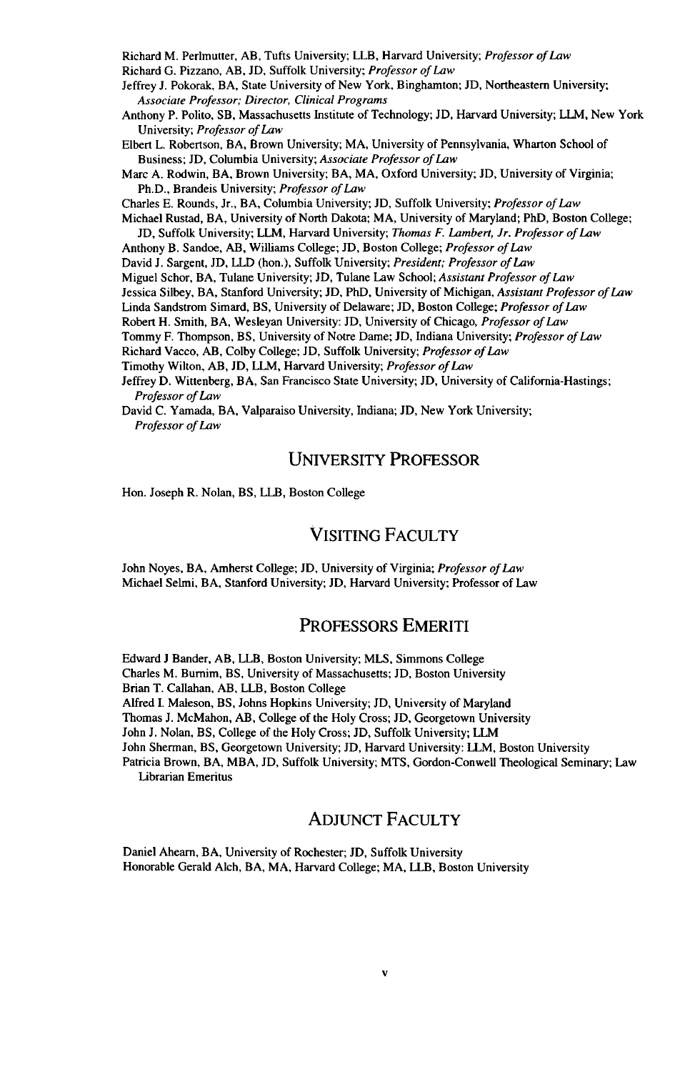Richard M. Perlmutter, AB, Tufts University; LLB, Harvard University; *Professor of Law*

Richard G. Pizzano, AB, JD, Suffolk University; *Professor of Law*

Jeffrey J. Pokorak, BA, State University of New York, Binghamton; JD, Northeastern University; *Associate Professor; Director, Clinical Programs*

Anthony P. Polito, SB, Massachusetts Institute of Technology; JD, Harvard University; LLM, New York University; *Professor of Law*

Elbert L. Robertson, BA, Brown University; MA, University of Pennsylvania, Wharton School of Business; JD, Columbia University; *Associate Professor of Law*

Marc A. Rodwin, BA, Brown University; BA, MA, Oxford University; JD, University of Virginia; Ph.D., Brandeis University; *Professor of Law*

Charles E. Rounds, Jr., BA, Columbia University; JD, Suffolk University; *Professor of Law*

Michael Rustad, BA, University of North Dakota; MA, University of Maryland; PhD, Boston College; JD, Suffolk University; LLM, Harvard University; *Thomas F. Lambert, Jr. Professor of Law*

Anthony B. Sandoe, AB, Williams College; JD, Boston College; *Professor of Law*

David J. Sargent, JD, LLD (hon.), Suffolk University; *President; Professor of Law*

Miguel Schor, BA, Tulane University; JD, Tulane Law School; *Assistant Professor of Law*

Jessica Silbey, BA, Stanford University; JD, PhD, University of Michigan, *Assistant Professor of Law*

Linda Sandstrom Simard, BS, University of Delaware; JD, Boston College; *Professor of Law*

Robert H. Smith, BA, Wesleyan University: JD, University of Chicago, *Professor of Law*

Tommy F. Thompson, BS, University of Notre Dame; JD, Indiana University; *Professor of Law*

Richard Vacco, AB, Colby College; JD, Suffolk University; *Professor of Law*

Timothy Wilton, AB, JD, LLM, Harvard University; *Professor of Law*

Jeffrey D. Wittenberg, BA, San Francisco State University; JD, University of California-Hastings; *Professor of Law*

David C. Yamada, BA, Valparaiso University, Indiana; JD, New York University; *Professor of Law*

## University Professor

Hon. Joseph R. Nolan, BS, LLB, Boston College

## Visiting Faculty

John Noyes, BA, Amherst College; JD, University of Virginia; *Professor of Law*

Michael Selmi, BA, Stanford University; JD, Harvard University; Professor of Law

## Professors Emeriti

Edward J Bander, AB, LLB, Boston University; MLS, Simmons College

Charles M. Burnim, BS, University of Massachusetts; JD, Boston University

Brian T. Callahan, AB, LLB, Boston College

Alfred I. Maleson, BS, Johns Hopkins University; JD, University of Maryland

Thomas J. McMahon, AB, College of the Holy Cross; JD, Georgetown University

John J. Nolan, BS, College of the Holy Cross; JD, Suffolk University; LLM

John Sherman, BS, Georgetown University; JD, Harvard University: LLM, Boston University

Patricia Brown, BA, MBA, JD, Suffolk University; MTS, Gordon-Conwell Theological Seminary; Law Librarian Emeritus

## Adjunct Faculty

Daniel Ahearn, BA, University of Rochester; JD, Suffolk University

Honorable Gerald Alch, BA, MA, Harvard College; MA, LLB, Boston University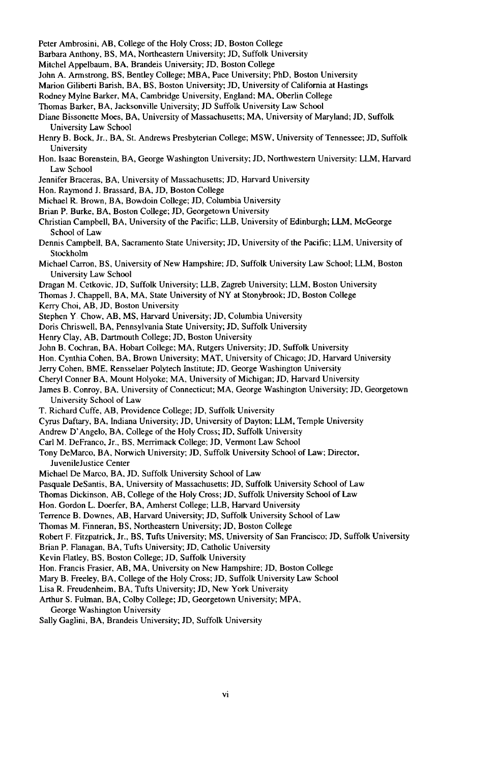Peter Ambrosini, AB, College of the Holy Cross; JD, Boston College
Barbara Anthony, BS, MA, Northeastern University; JD, Suffolk University
Mitchel Appelbaum, BA, Brandeis University; JD, Boston College
John A. Armstrong, BS, Bentley College; MBA, Pace University; PhD, Boston University
Marion Giliberti Barish, BA, BS, Boston University; JD, University of California at Hastings
Rodney Mylne Barker, MA, Cambridge University, England; MA, Oberlin College
Thomas Barker, BA, Jacksonville University; JD Suffolk University Law School
Diane Bissonette Moes, BA, University of Massachusetts; MA, University of Maryland; JD, Suffolk University Law School
Henry B. Bock, Jr., BA, St. Andrews Presbyterian College; MSW, University of Tennessee; JD, Suffolk University
Hon. Isaac Borenstein, BA, George Washington University; JD, Northwestern University; LLM, Harvard Law School
Jennifer Braceras, BA, University of Massachusetts; JD, Harvard University
Hon. Raymond J. Brassard, BA, JD, Boston College
Michael R. Brown, BA, Bowdoin College; JD, Columbia University
Brian P. Burke, BA, Boston College; JD, Georgetown University
Christian Campbell, BA, University of the Pacific; LLB, University of Edinburgh; LLM, McGeorge School of Law
Dennis Campbell, BA, Sacramento State University; JD, University of the Pacific; LLM, University of Stockholm
Michael Carron, BS, University of New Hampshire; JD, Suffolk University Law School; LLM, Boston University Law School
Dragan M. Cetkovic, JD, Suffolk University; LLB, Zagreb University; LLM, Boston University
Thomas J. Chappell, BA, MA, State University of NY at Stonybrook; JD, Boston College
Kerry Choi, AB, JD, Boston University
Stephen Y. Chow, AB, MS, Harvard University; JD, Columbia University
Doris Chriswell, BA, Pennsylvania State University; JD, Suffolk University
Henry Clay, AB, Dartmouth College; JD, Boston University
John B. Cochran, BA, Hobart College; MA, Rutgers University; JD, Suffolk University
Hon. Cynthia Cohen, BA, Brown University; MAT, University of Chicago; JD, Harvard University
Jerry Cohen, BME, Rensselaer Polytech Institute; JD, George Washington University
Cheryl Conner BA, Mount Holyoke; MA, University of Michigan; JD, Harvard University
James B. Conroy, BA, University of Connecticut; MA, George Washington University; JD, Georgetown University School of Law
T. Richard Cuffe, AB, Providence College; JD, Suffolk University
Cyrus Daftary, BA, Indiana University; JD, University of Dayton; LLM, Temple University
Andrew D'Angelo, BA, College of the Holy Cross; JD, Suffolk University
Carl M. DeFranco, Jr., BS, Merrimack College; JD, Vermont Law School
Tony DeMarco, BA, Norwich University; JD, Suffolk University School of Law; Director, JuvenileJustice Center
Michael De Marco, BA, JD, Suffolk University School of Law
Pasquale DeSantis, BA, University of Massachusetts; JD, Suffolk University School of Law
Thomas Dickinson, AB, College of the Holy Cross; JD, Suffolk University School of Law
Hon. Gordon L. Doerfer, BA, Amherst College; LLB, Harvard University
Terrence B. Downes, AB, Harvard University; JD, Suffolk University School of Law
Thomas M. Finneran, BS, Northeastern University; JD, Boston College
Robert F. Fitzpatrick, Jr., BS, Tufts University; MS, University of San Francisco; JD, Suffolk University
Brian P. Flanagan, BA, Tufts University; JD, Catholic University
Kevin Flatley, BS, Boston College; JD, Suffolk University
Hon. Francis Frasier, AB, MA, University on New Hampshire; JD, Boston College
Mary B. Freeley, BA, College of the Holy Cross; JD, Suffolk University Law School
Lisa R. Freudenheim, BA, Tufts University; JD, New York University
Arthur S. Fulman, BA, Colby College; JD, Georgetown University; MPA, George Washington University
Sally Gaglini, BA, Brandeis University; JD, Suffolk University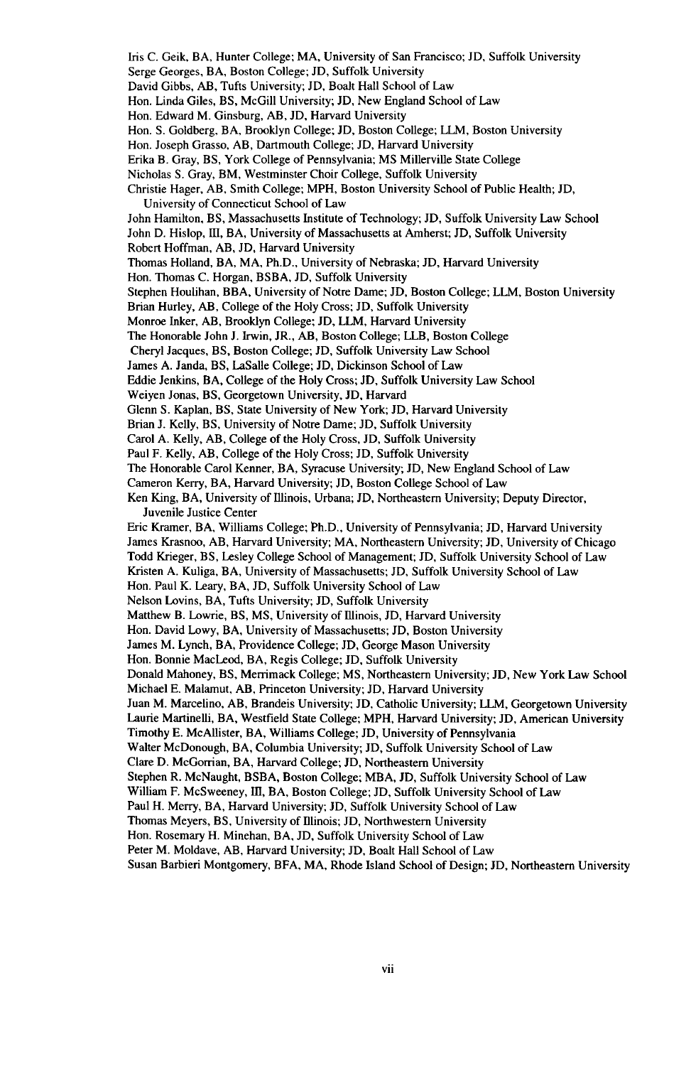Iris C. Geik, BA, Hunter College; MA, University of San Francisco; JD, Suffolk University
Serge Georges, BA, Boston College; JD, Suffolk University
David Gibbs, AB, Tufts University; JD, Boalt Hall School of Law
Hon. Linda Giles, BS, McGill University; JD, New England School of Law
Hon. Edward M. Ginsburg, AB, JD, Harvard University
Hon. S. Goldberg, BA, Brooklyn College; JD, Boston College; LLM, Boston University
Hon. Joseph Grasso, AB, Dartmouth College; JD, Harvard University
Erika B. Gray, BS, York College of Pennsylvania; MS Millerville State College
Nicholas S. Gray, BM, Westminster Choir College, Suffolk University
Christie Hager, AB, Smith College; MPH, Boston University School of Public Health; JD, University of Connecticut School of Law
John Hamilton, BS, Massachusetts Institute of Technology; JD, Suffolk University Law School
John D. Hislop, III, BA, University of Massachusetts at Amherst; JD, Suffolk University
Robert Hoffman, AB, JD, Harvard University
Thomas Holland, BA, MA, Ph.D., University of Nebraska; JD, Harvard University
Hon. Thomas C. Horgan, BSBA, JD, Suffolk University
Stephen Houlihan, BBA, University of Notre Dame; JD, Boston College; LLM, Boston University
Brian Hurley, AB, College of the Holy Cross; JD, Suffolk University
Monroe Inker, AB, Brooklyn College; JD, LLM, Harvard University
The Honorable John J. Irwin, JR., AB, Boston College; LLB, Boston College
Cheryl Jacques, BS, Boston College; JD, Suffolk University Law School
James A. Janda, BS, LaSalle College; JD, Dickinson School of Law
Eddie Jenkins, BA, College of the Holy Cross; JD, Suffolk University Law School
Weiyen Jonas, BS, Georgetown University, JD, Harvard
Glenn S. Kaplan, BS, State University of New York; JD, Harvard University
Brian J. Kelly, BS, University of Notre Dame; JD, Suffolk University
Carol A. Kelly, AB, College of the Holy Cross, JD, Suffolk University
Paul F. Kelly, AB, College of the Holy Cross; JD, Suffolk University
The Honorable Carol Kenner, BA, Syracuse University; JD, New England School of Law
Cameron Kerry, BA, Harvard University; JD, Boston College School of Law
Ken King, BA, University of Illinois, Urbana; JD, Northeastern University; Deputy Director, Juvenile Justice Center
Eric Kramer, BA, Williams College; Ph.D., University of Pennsylvania; JD, Harvard University
James Krasnoo, AB, Harvard University; MA, Northeastern University; JD, University of Chicago
Todd Krieger, BS, Lesley College School of Management; JD, Suffolk University School of Law
Kristen A. Kuliga, BA, University of Massachusetts; JD, Suffolk University School of Law
Hon. Paul K. Leary, BA, JD, Suffolk University School of Law
Nelson Lovins, BA, Tufts University; JD, Suffolk University
Matthew B. Lowrie, BS, MS, University of Illinois, JD, Harvard University
Hon. David Lowy, BA, University of Massachusetts; JD, Boston University
James M. Lynch, BA, Providence College; JD, George Mason University
Hon. Bonnie MacLeod, BA, Regis College; JD, Suffolk University
Donald Mahoney, BS, Merrimack College; MS, Northeastern University; JD, New York Law School
Michael E. Malamut, AB, Princeton University; JD, Harvard University
Juan M. Marcelino, AB, Brandeis University; JD, Catholic University; LLM, Georgetown University
Laurie Martinelli, BA, Westfield State College; MPH, Harvard University; JD, American University
Timothy E. McAllister, BA, Williams College; JD, University of Pennsylvania
Walter McDonough, BA, Columbia University; JD, Suffolk University School of Law
Clare D. McGorrian, BA, Harvard College; JD, Northeastern University
Stephen R. McNaught, BSBA, Boston College; MBA, JD, Suffolk University School of Law
William F. McSweeney, III, BA, Boston College; JD, Suffolk University School of Law
Paul H. Merry, BA, Harvard University; JD, Suffolk University School of Law
Thomas Meyers, BS, University of Illinois; JD, Northwestern University
Hon. Rosemary H. Minehan, BA, JD, Suffolk University School of Law
Peter M. Moldave, AB, Harvard University; JD, Boalt Hall School of Law
Susan Barbieri Montgomery, BFA, MA, Rhode Island School of Design; JD, Northeastern University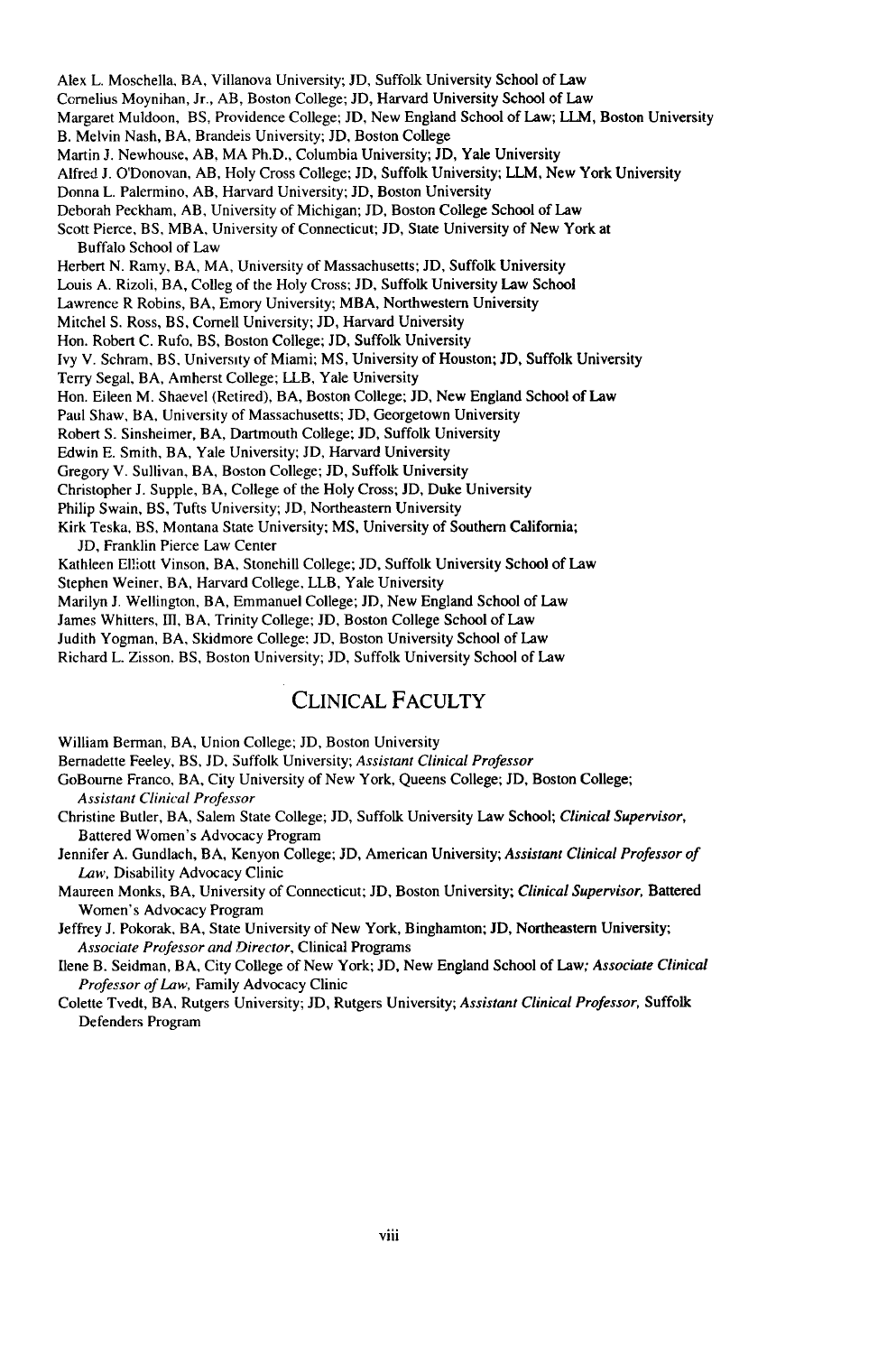Alex L. Moschella, BA, Villanova University; JD, Suffolk University School of Law
Cornelius Moynihan, Jr., AB, Boston College; JD, Harvard University School of Law
Margaret Muldoon, BS, Providence College; JD, New England School of Law; LLM, Boston University
B. Melvin Nash, BA, Brandeis University; JD, Boston College
Martin J. Newhouse, AB, MA Ph.D., Columbia University; JD, Yale University
Alfred J. O'Donovan, AB, Holy Cross College; JD, Suffolk University; LLM, New York University
Donna L. Palermino, AB, Harvard University; JD, Boston University
Deborah Peckham, AB, University of Michigan; JD, Boston College School of Law
Scott Pierce, BS, MBA, University of Connecticut; JD, State University of New York at Buffalo School of Law
Herbert N. Ramy, BA, MA, University of Massachusetts; JD, Suffolk University
Louis A. Rizoli, BA, Colleg of the Holy Cross; JD, Suffolk University Law School
Lawrence R Robins, BA, Emory University; MBA, Northwestern University
Mitchel S. Ross, BS, Cornell University; JD, Harvard University
Hon. Robert C. Rufo, BS, Boston College; JD, Suffolk University
Ivy V. Schram, BS, University of Miami; MS, University of Houston; JD, Suffolk University
Terry Segal, BA, Amherst College; LLB, Yale University
Hon. Eileen M. Shaevel (Retired), BA, Boston College; JD, New England School of Law
Paul Shaw, BA, University of Massachusetts; JD, Georgetown University
Robert S. Sinsheimer, BA, Dartmouth College; JD, Suffolk University
Edwin E. Smith, BA, Yale University; JD, Harvard University
Gregory V. Sullivan, BA, Boston College; JD, Suffolk University
Christopher J. Supple, BA, College of the Holy Cross; JD, Duke University
Philip Swain, BS, Tufts University; JD, Northeastern University
Kirk Teska, BS, Montana State University; MS, University of Southern California; JD, Franklin Pierce Law Center
Kathleen Elliott Vinson, BA, Stonehill College; JD, Suffolk University School of Law
Stephen Weiner, BA, Harvard College, LLB, Yale University
Marilyn J. Wellington, BA, Emmanuel College; JD, New England School of Law
James Whitters, III, BA, Trinity College; JD, Boston College School of Law
Judith Yogman, BA, Skidmore College; JD, Boston University School of Law
Richard L. Zisson, BS, Boston University; JD, Suffolk University School of Law

## Clinical Faculty

William Berman, BA, Union College; JD, Boston University
Bernadette Feeley, BS, JD, Suffolk University; *Assistant Clinical Professor*
GoBourne Franco, BA, City University of New York, Queens College; JD, Boston College; *Assistant Clinical Professor*
Christine Butler, BA, Salem State College; JD, Suffolk University Law School; *Clinical Supervisor*, Battered Women's Advocacy Program
Jennifer A. Gundlach, BA, Kenyon College; JD, American University; *Assistant Clinical Professor of Law*, Disability Advocacy Clinic
Maureen Monks, BA, University of Connecticut; JD, Boston University; *Clinical Supervisor*, Battered Women's Advocacy Program
Jeffrey J. Pokorak, BA, State University of New York, Binghamton; JD, Northeastern University; *Associate Professor and Director*, Clinical Programs
Ilene B. Seidman, BA, City College of New York; JD, New England School of Law; *Associate Clinical Professor of Law*, Family Advocacy Clinic
Colette Tvedt, BA, Rutgers University; JD, Rutgers University; *Assistant Clinical Professor*, Suffolk Defenders Program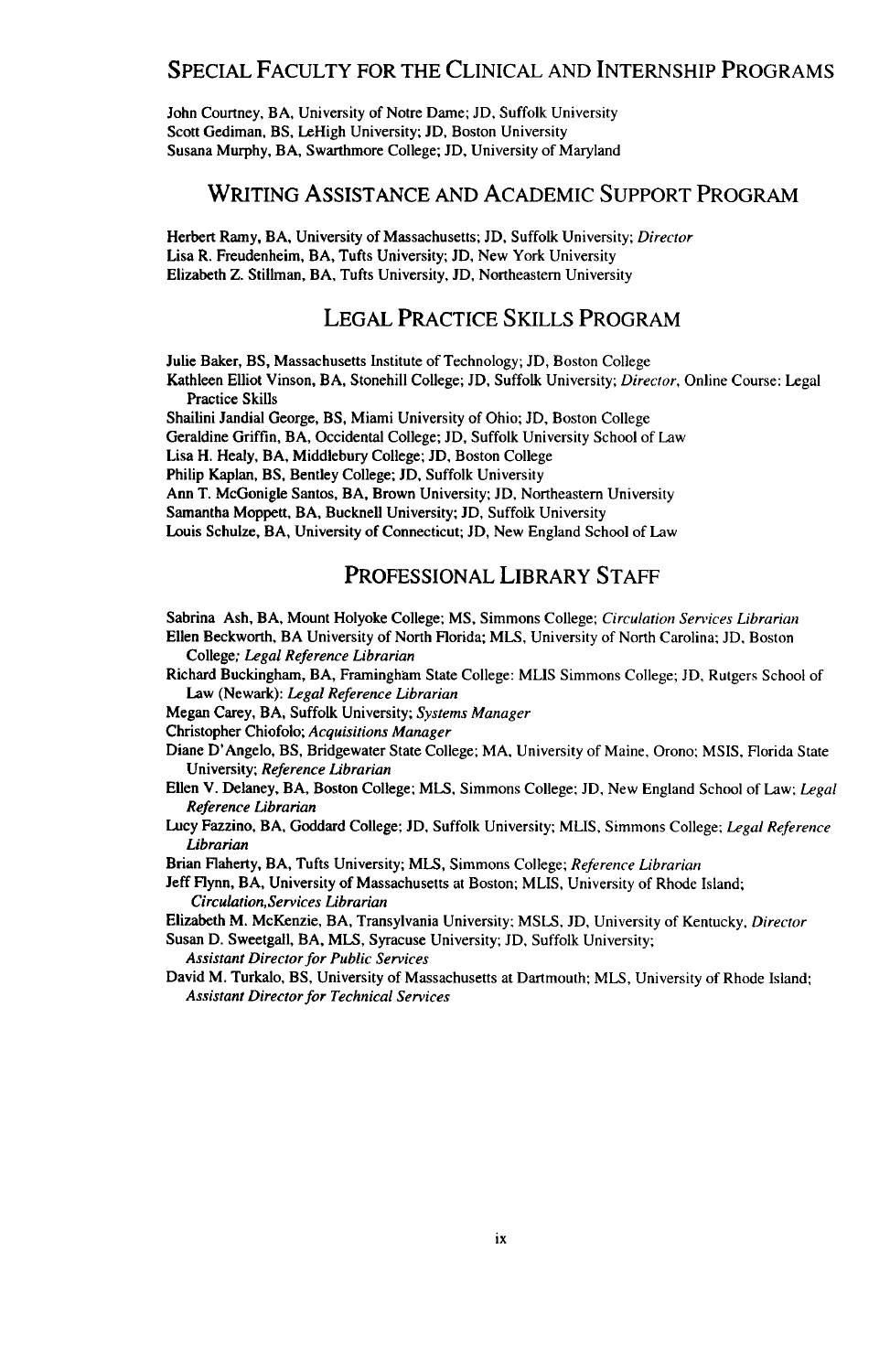## Special Faculty for the Clinical and Internship Programs

John Courtney, BA, University of Notre Dame; JD, Suffolk University
Scott Gediman, BS, LeHigh University; JD, Boston University
Susana Murphy, BA, Swarthmore College; JD, University of Maryland

## Writing Assistance and Academic Support Program

Herbert Ramy, BA, University of Massachusetts; JD, Suffolk University; *Director*
Lisa R. Freudenheim, BA, Tufts University; JD, New York University
Elizabeth Z. Stillman, BA, Tufts University, JD, Northeastern University

## Legal Practice Skills Program

Julie Baker, BS, Massachusetts Institute of Technology; JD, Boston College
Kathleen Elliot Vinson, BA, Stonehill College; JD, Suffolk University; *Director*, Online Course: Legal Practice Skills
Shailini Jandial George, BS, Miami University of Ohio; JD, Boston College
Geraldine Griffin, BA, Occidental College; JD, Suffolk University School of Law
Lisa H. Healy, BA, Middlebury College; JD, Boston College
Philip Kaplan, BS, Bentley College; JD, Suffolk University
Ann T. McGonigle Santos, BA, Brown University; JD, Northeastern University
Samantha Moppett, BA, Bucknell University; JD, Suffolk University
Louis Schulze, BA, University of Connecticut; JD, New England School of Law

## Professional Library Staff

Sabrina Ash, BA, Mount Holyoke College; MS, Simmons College; *Circulation Services Librarian*
Ellen Beckworth, BA University of North Florida; MLS, University of North Carolina; JD, Boston College; *Legal Reference Librarian*
Richard Buckingham, BA, Framingham State College: MLIS Simmons College; JD, Rutgers School of Law (Newark): *Legal Reference Librarian*
Megan Carey, BA, Suffolk University; *Systems Manager*
Christopher Chiofolo; *Acquisitions Manager*
Diane D'Angelo, BS, Bridgewater State College; MA, University of Maine, Orono; MSIS, Florida State University; *Reference Librarian*
Ellen V. Delaney, BA, Boston College; MLS, Simmons College; JD, New England School of Law; *Legal Reference Librarian*
Lucy Fazzino, BA, Goddard College; JD, Suffolk University; MLIS, Simmons College; *Legal Reference Librarian*
Brian Flaherty, BA, Tufts University; MLS, Simmons College; *Reference Librarian*
Jeff Flynn, BA, University of Massachusetts at Boston; MLIS, University of Rhode Island; *Circulation,Services Librarian*
Elizabeth M. McKenzie, BA, Transylvania University; MSLS, JD, University of Kentucky, *Director*
Susan D. Sweetgall, BA, MLS, Syracuse University; JD, Suffolk University; *Assistant Director for Public Services*
David M. Turkalo, BS, University of Massachusetts at Dartmouth; MLS, University of Rhode Island; *Assistant Director for Technical Services*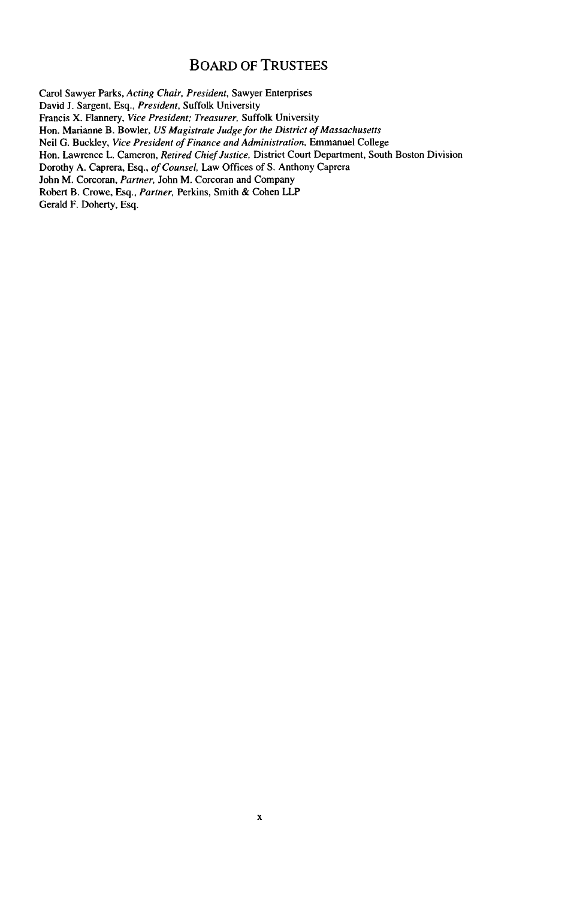# BOARD OF TRUSTEES

Carol Sawyer Parks, *Acting Chair, President,* Sawyer Enterprises
David J. Sargent, Esq., *President,* Suffolk University
Francis X. Flannery, *Vice President; Treasurer,* Suffolk University
Hon. Marianne B. Bowler, *US Magistrate Judge for the District of Massachusetts*
Neil G. Buckley, *Vice President of Finance and Administration,* Emmanuel College
Hon. Lawrence L. Cameron, *Retired Chief Justice,* District Court Department, South Boston Division
Dorothy A. Caprera, Esq., *of Counsel,* Law Offices of S. Anthony Caprera
John M. Corcoran, *Partner,* John M. Corcoran and Company
Robert B. Crowe, Esq., *Partner,* Perkins, Smith & Cohen LLP
Gerald F. Doherty, Esq.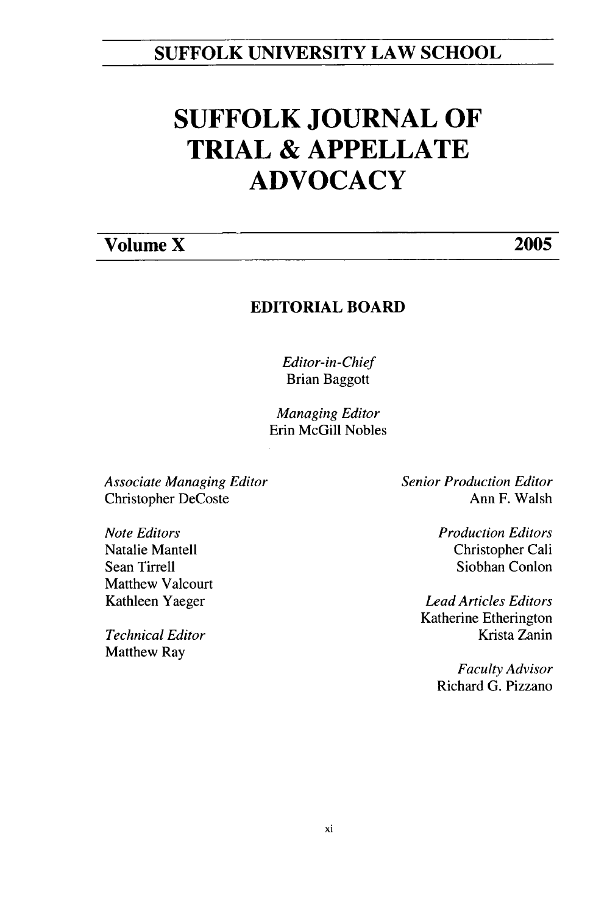SUFFOLK UNIVERSITY LAW SCHOOL

# SUFFOLK JOURNAL OF TRIAL & APPELLATE ADVOCACY

**Volume X** **2005**

## EDITORIAL BOARD

*Editor-in-Chief*
Brian Baggott

*Managing Editor*
Erin McGill Nobles

*Associate Managing Editor*
Christopher DeCoste

*Note Editors*
Natalie Mantell
Sean Tirrell
Matthew Valcourt
Kathleen Yaeger

*Technical Editor*
Matthew Ray

*Senior Production Editor*
Ann F. Walsh

*Production Editors*
Christopher Cali
Siobhan Conlon

*Lead Articles Editors*
Katherine Etherington
Krista Zanin

*Faculty Advisor*
Richard G. Pizzano